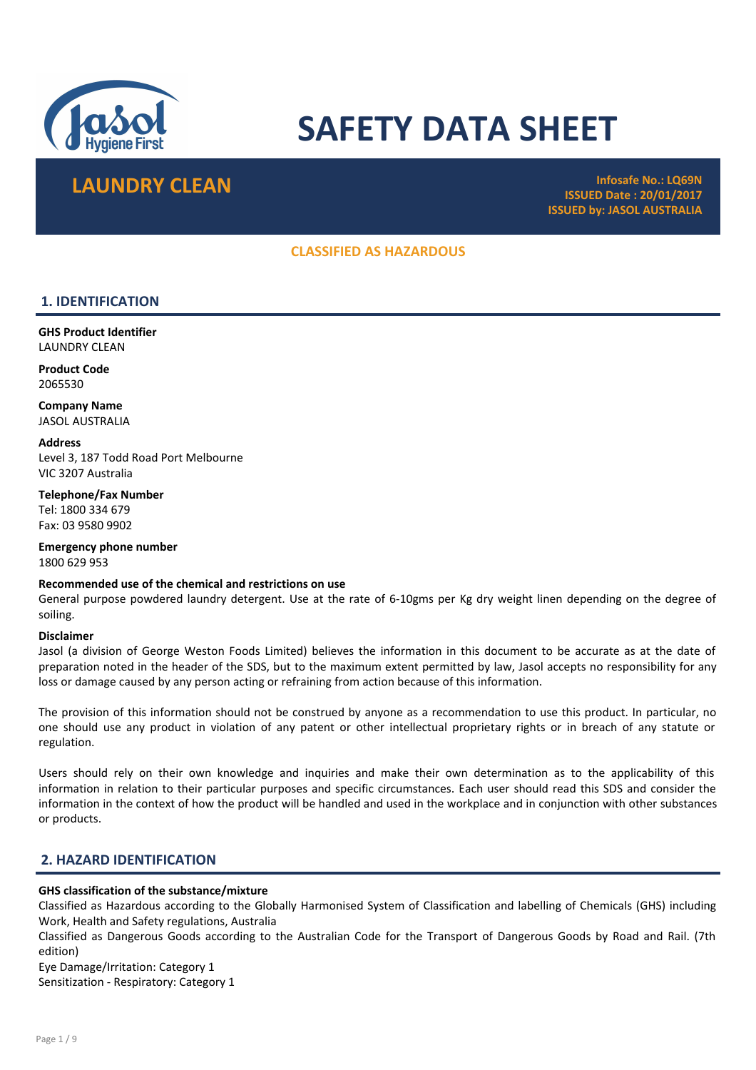# SAFETY DATA SHEET

## LAUNDRY CLEAN

**Infosafe No.: LQ69N**
**ISSUED Date : 20/01/2017**
**ISSUED by: JASOL AUSTRALIA**

**CLASSIFIED AS HAZARDOUS**

## 1. IDENTIFICATION

**GHS Product Identifier**
LAUNDRY CLEAN

**Product Code**
2065530

**Company Name**
JASOL AUSTRALIA

**Address**
Level 3, 187 Todd Road Port Melbourne
VIC 3207 Australia

**Telephone/Fax Number**
Tel: 1800 334 679
Fax: 03 9580 9902

**Emergency phone number**
1800 629 953

**Recommended use of the chemical and restrictions on use**
General purpose powdered laundry detergent. Use at the rate of 6-10gms per Kg dry weight linen depending on the degree of soiling.

**Disclaimer**
Jasol (a division of George Weston Foods Limited) believes the information in this document to be accurate as at the date of preparation noted in the header of the SDS, but to the maximum extent permitted by law, Jasol accepts no responsibility for any loss or damage caused by any person acting or refraining from action because of this information.

The provision of this information should not be construed by anyone as a recommendation to use this product. In particular, no one should use any product in violation of any patent or other intellectual proprietary rights or in breach of any statute or regulation.

Users should rely on their own knowledge and inquiries and make their own determination as to the applicability of this information in relation to their particular purposes and specific circumstances. Each user should read this SDS and consider the information in the context of how the product will be handled and used in the workplace and in conjunction with other substances or products.

## 2. HAZARD IDENTIFICATION

**GHS classification of the substance/mixture**
Classified as Hazardous according to the Globally Harmonised System of Classification and labelling of Chemicals (GHS) including Work, Health and Safety regulations, Australia
Classified as Dangerous Goods according to the Australian Code for the Transport of Dangerous Goods by Road and Rail. (7th edition)
Eye Damage/Irritation: Category 1
Sensitization - Respiratory: Category 1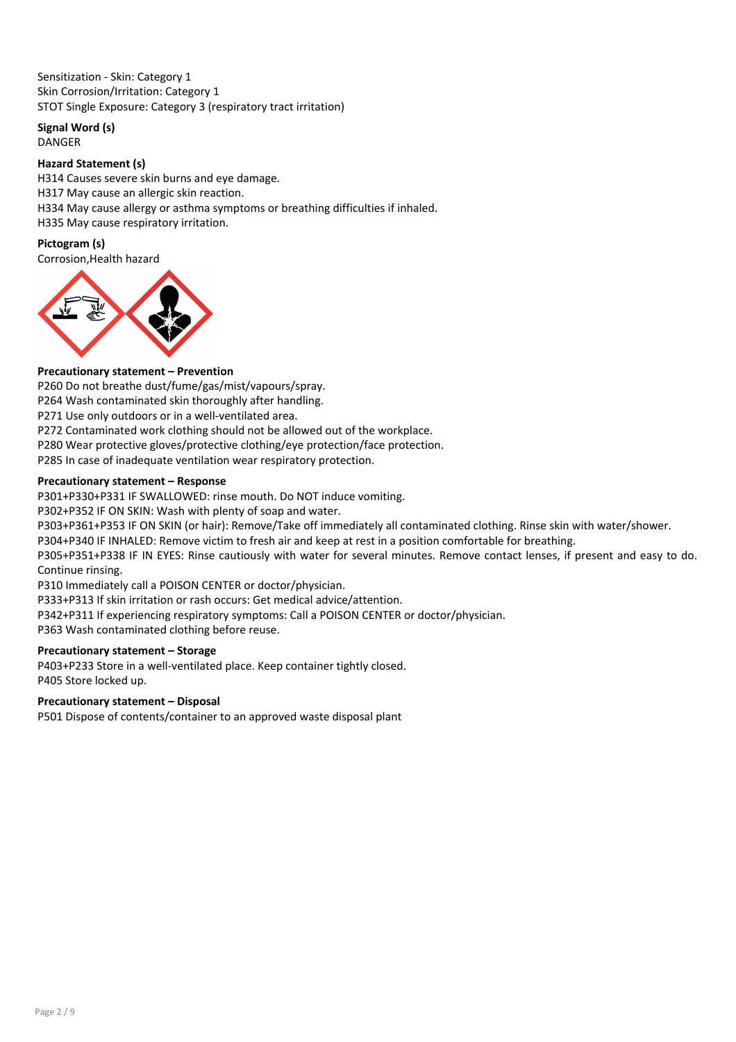Sensitization - Skin: Category 1
Skin Corrosion/Irritation: Category 1
STOT Single Exposure: Category 3 (respiratory tract irritation)

**Signal Word (s)**
DANGER

**Hazard Statement (s)**
H314 Causes severe skin burns and eye damage.
H317 May cause an allergic skin reaction.
H334 May cause allergy or asthma symptoms or breathing difficulties if inhaled.
H335 May cause respiratory irritation.

**Pictogram (s)**
Corrosion,Health hazard

**Precautionary statement – Prevention**
P260 Do not breathe dust/fume/gas/mist/vapours/spray.
P264 Wash contaminated skin thoroughly after handling.
P271 Use only outdoors or in a well-ventilated area.
P272 Contaminated work clothing should not be allowed out of the workplace.
P280 Wear protective gloves/protective clothing/eye protection/face protection.
P285 In case of inadequate ventilation wear respiratory protection.

**Precautionary statement – Response**
P301+P330+P331 IF SWALLOWED: rinse mouth. Do NOT induce vomiting.
P302+P352 IF ON SKIN: Wash with plenty of soap and water.
P303+P361+P353 IF ON SKIN (or hair): Remove/Take off immediately all contaminated clothing. Rinse skin with water/shower.
P304+P340 IF INHALED: Remove victim to fresh air and keep at rest in a position comfortable for breathing.
P305+P351+P338 IF IN EYES: Rinse cautiously with water for several minutes. Remove contact lenses, if present and easy to do. Continue rinsing.
P310 Immediately call a POISON CENTER or doctor/physician.
P333+P313 If skin irritation or rash occurs: Get medical advice/attention.
P342+P311 If experiencing respiratory symptoms: Call a POISON CENTER or doctor/physician.
P363 Wash contaminated clothing before reuse.

**Precautionary statement – Storage**
P403+P233 Store in a well-ventilated place. Keep container tightly closed.
P405 Store locked up.

**Precautionary statement – Disposal**
P501 Dispose of contents/container to an approved waste disposal plant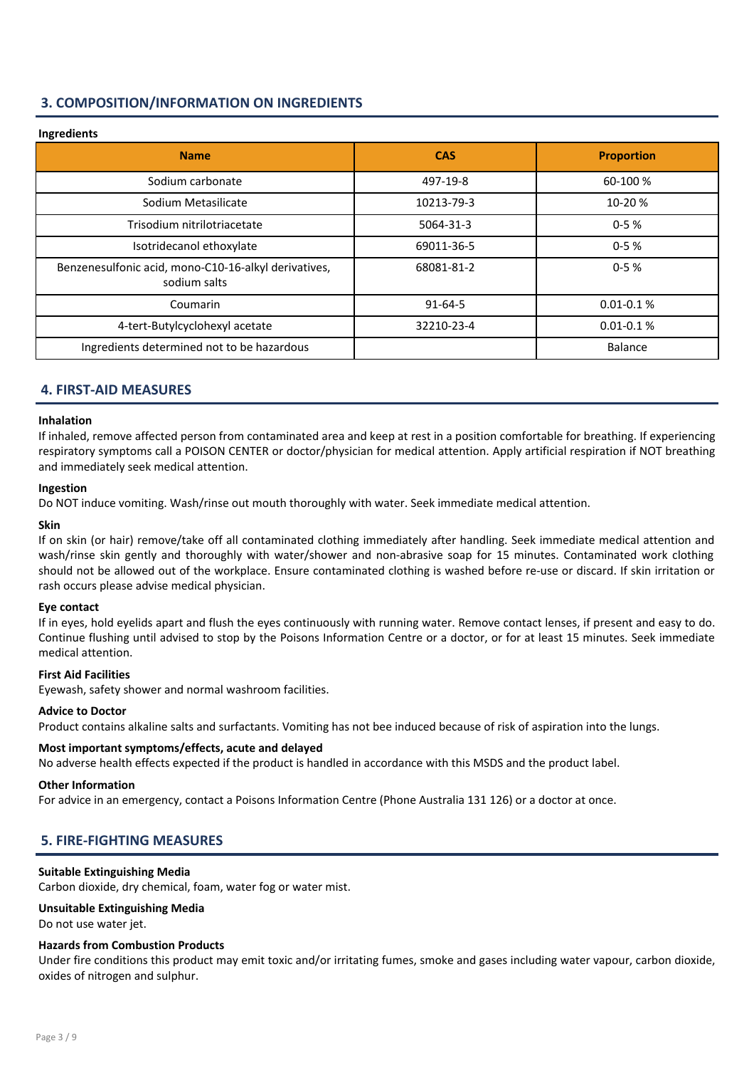## 3. COMPOSITION/INFORMATION ON INGREDIENTS

**Ingredients**

| Name | CAS | Proportion |
|---|---|---|
| Sodium carbonate | 497-19-8 | 60-100 % |
| Sodium Metasilicate | 10213-79-3 | 10-20 % |
| Trisodium nitrilotriacetate | 5064-31-3 | 0-5 % |
| Isotridecanol ethoxylate | 69011-36-5 | 0-5 % |
| Benzenesulfonic acid, mono-C10-16-alkyl derivatives, sodium salts | 68081-81-2 | 0-5 % |
| Coumarin | 91-64-5 | 0.01-0.1 % |
| 4-tert-Butylcyclohexyl acetate | 32210-23-4 | 0.01-0.1 % |
| Ingredients determined not to be hazardous | | Balance |

## 4. FIRST-AID MEASURES

**Inhalation**

If inhaled, remove affected person from contaminated area and keep at rest in a position comfortable for breathing. If experiencing respiratory symptoms call a POISON CENTER or doctor/physician for medical attention. Apply artificial respiration if NOT breathing and immediately seek medical attention.

**Ingestion**

Do NOT induce vomiting. Wash/rinse out mouth thoroughly with water. Seek immediate medical attention.

**Skin**

If on skin (or hair) remove/take off all contaminated clothing immediately after handling. Seek immediate medical attention and wash/rinse skin gently and thoroughly with water/shower and non-abrasive soap for 15 minutes. Contaminated work clothing should not be allowed out of the workplace. Ensure contaminated clothing is washed before re-use or discard. If skin irritation or rash occurs please advise medical physician.

**Eye contact**

If in eyes, hold eyelids apart and flush the eyes continuously with running water. Remove contact lenses, if present and easy to do. Continue flushing until advised to stop by the Poisons Information Centre or a doctor, or for at least 15 minutes. Seek immediate medical attention.

**First Aid Facilities**

Eyewash, safety shower and normal washroom facilities.

**Advice to Doctor**

Product contains alkaline salts and surfactants. Vomiting has not bee induced because of risk of aspiration into the lungs.

**Most important symptoms/effects, acute and delayed**

No adverse health effects expected if the product is handled in accordance with this MSDS and the product label.

**Other Information**

For advice in an emergency, contact a Poisons Information Centre (Phone Australia 131 126) or a doctor at once.

## 5. FIRE-FIGHTING MEASURES

**Suitable Extinguishing Media**

Carbon dioxide, dry chemical, foam, water fog or water mist.

**Unsuitable Extinguishing Media**

Do not use water jet.

**Hazards from Combustion Products**

Under fire conditions this product may emit toxic and/or irritating fumes, smoke and gases including water vapour, carbon dioxide, oxides of nitrogen and sulphur.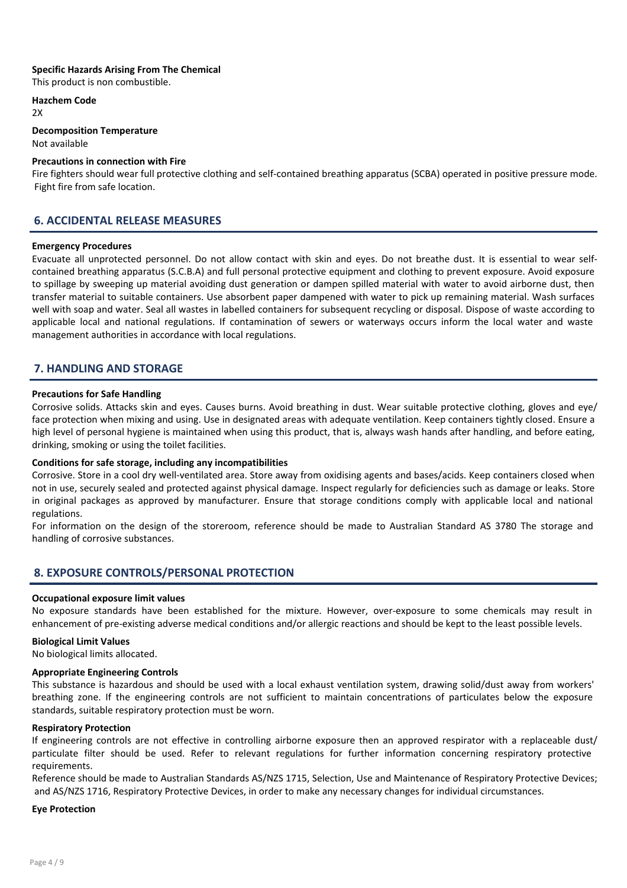**Specific Hazards Arising From The Chemical**

This product is non combustible.

**Hazchem Code**

2X

**Decomposition Temperature**

Not available

**Precautions in connection with Fire**

Fire fighters should wear full protective clothing and self-contained breathing apparatus (SCBA) operated in positive pressure mode. Fight fire from safe location.

## 6. ACCIDENTAL RELEASE MEASURES

**Emergency Procedures**

Evacuate all unprotected personnel. Do not allow contact with skin and eyes. Do not breathe dust. It is essential to wear self-contained breathing apparatus (S.C.B.A) and full personal protective equipment and clothing to prevent exposure. Avoid exposure to spillage by sweeping up material avoiding dust generation or dampen spilled material with water to avoid airborne dust, then transfer material to suitable containers. Use absorbent paper dampened with water to pick up remaining material. Wash surfaces well with soap and water. Seal all wastes in labelled containers for subsequent recycling or disposal. Dispose of waste according to applicable local and national regulations. If contamination of sewers or waterways occurs inform the local water and waste management authorities in accordance with local regulations.

## 7. HANDLING AND STORAGE

**Precautions for Safe Handling**

Corrosive solids. Attacks skin and eyes. Causes burns. Avoid breathing in dust. Wear suitable protective clothing, gloves and eye/face protection when mixing and using. Use in designated areas with adequate ventilation. Keep containers tightly closed. Ensure a high level of personal hygiene is maintained when using this product, that is, always wash hands after handling, and before eating, drinking, smoking or using the toilet facilities.

**Conditions for safe storage, including any incompatibilities**

Corrosive. Store in a cool dry well-ventilated area. Store away from oxidising agents and bases/acids. Keep containers closed when not in use, securely sealed and protected against physical damage. Inspect regularly for deficiencies such as damage or leaks. Store in original packages as approved by manufacturer. Ensure that storage conditions comply with applicable local and national regulations.

For information on the design of the storeroom, reference should be made to Australian Standard AS 3780 The storage and handling of corrosive substances.

## 8. EXPOSURE CONTROLS/PERSONAL PROTECTION

**Occupational exposure limit values**

No exposure standards have been established for the mixture. However, over-exposure to some chemicals may result in enhancement of pre-existing adverse medical conditions and/or allergic reactions and should be kept to the least possible levels.

**Biological Limit Values**

No biological limits allocated.

**Appropriate Engineering Controls**

This substance is hazardous and should be used with a local exhaust ventilation system, drawing solid/dust away from workers' breathing zone. If the engineering controls are not sufficient to maintain concentrations of particulates below the exposure standards, suitable respiratory protection must be worn.

**Respiratory Protection**

If engineering controls are not effective in controlling airborne exposure then an approved respirator with a replaceable dust/particulate filter should be used. Refer to relevant regulations for further information concerning respiratory protective requirements.

Reference should be made to Australian Standards AS/NZS 1715, Selection, Use and Maintenance of Respiratory Protective Devices; and AS/NZS 1716, Respiratory Protective Devices, in order to make any necessary changes for individual circumstances.

**Eye Protection**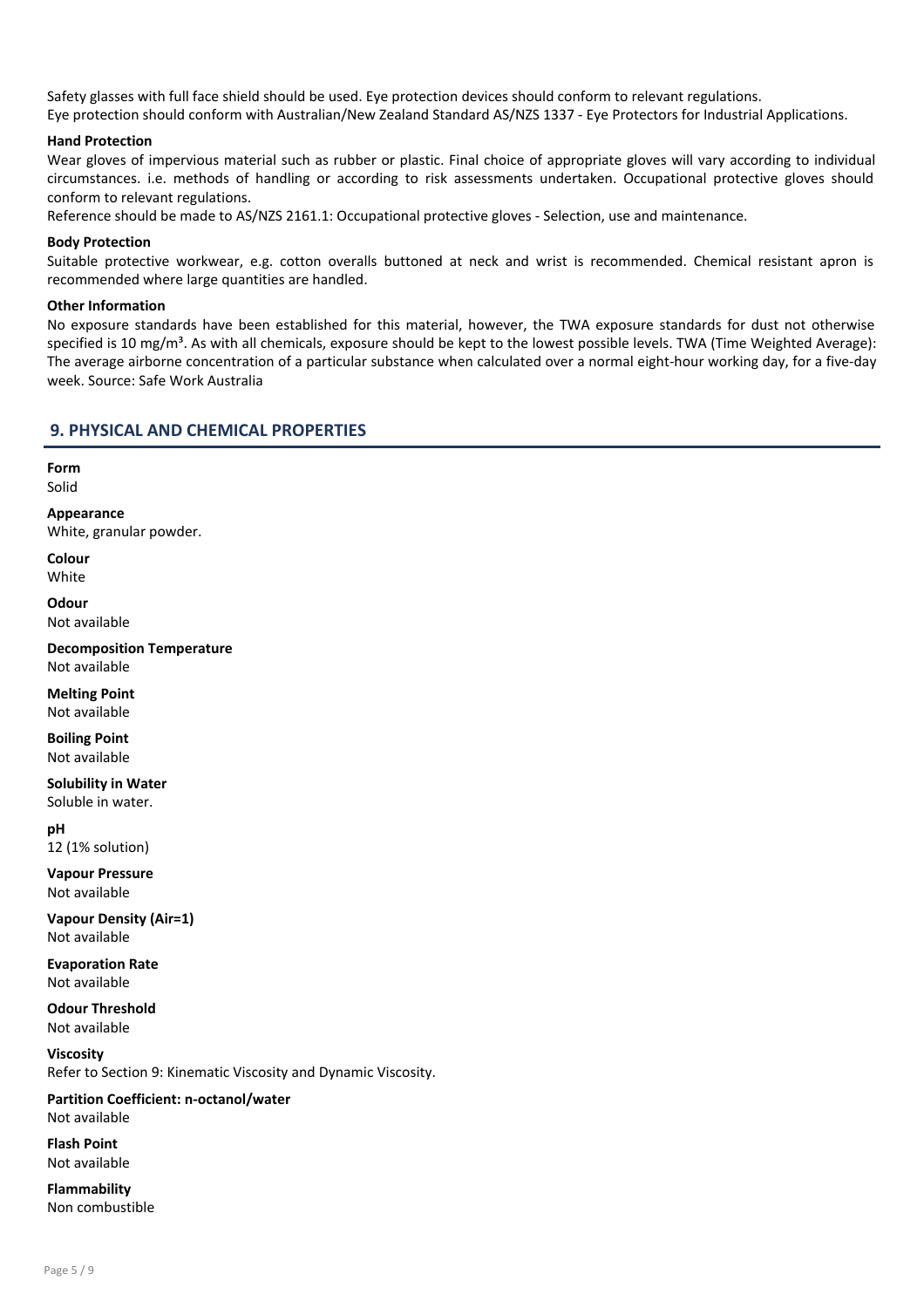Safety glasses with full face shield should be used. Eye protection devices should conform to relevant regulations.
Eye protection should conform with Australian/New Zealand Standard AS/NZS 1337 - Eye Protectors for Industrial Applications.

**Hand Protection**

Wear gloves of impervious material such as rubber or plastic. Final choice of appropriate gloves will vary according to individual circumstances. i.e. methods of handling or according to risk assessments undertaken. Occupational protective gloves should conform to relevant regulations.
Reference should be made to AS/NZS 2161.1: Occupational protective gloves - Selection, use and maintenance.

**Body Protection**

Suitable protective workwear, e.g. cotton overalls buttoned at neck and wrist is recommended. Chemical resistant apron is recommended where large quantities are handled.

**Other Information**

No exposure standards have been established for this material, however, the TWA exposure standards for dust not otherwise specified is 10 mg/m³. As with all chemicals, exposure should be kept to the lowest possible levels. TWA (Time Weighted Average): The average airborne concentration of a particular substance when calculated over a normal eight-hour working day, for a five-day week. Source: Safe Work Australia

## 9. PHYSICAL AND CHEMICAL PROPERTIES

**Form**
Solid

**Appearance**
White, granular powder.

**Colour**
White

**Odour**
Not available

**Decomposition Temperature**
Not available

**Melting Point**
Not available

**Boiling Point**
Not available

**Solubility in Water**
Soluble in water.

**pH**
12 (1% solution)

**Vapour Pressure**
Not available

**Vapour Density (Air=1)**
Not available

**Evaporation Rate**
Not available

**Odour Threshold**
Not available

**Viscosity**
Refer to Section 9: Kinematic Viscosity and Dynamic Viscosity.

**Partition Coefficient: n-octanol/water**
Not available

**Flash Point**
Not available

**Flammability**
Non combustible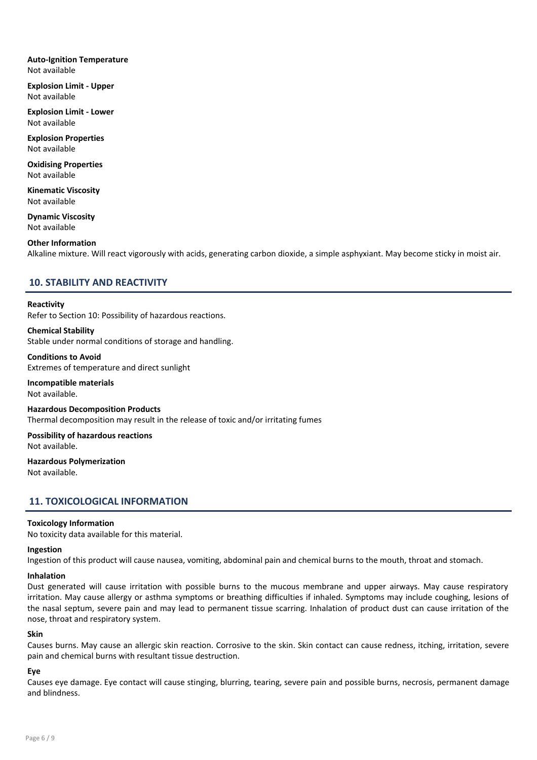**Auto-Ignition Temperature**
Not available

**Explosion Limit - Upper**
Not available

**Explosion Limit - Lower**
Not available

**Explosion Properties**
Not available

**Oxidising Properties**
Not available

**Kinematic Viscosity**
Not available

**Dynamic Viscosity**
Not available

**Other Information**
Alkaline mixture. Will react vigorously with acids, generating carbon dioxide, a simple asphyxiant. May become sticky in moist air.

## 10. STABILITY AND REACTIVITY

**Reactivity**
Refer to Section 10: Possibility of hazardous reactions.

**Chemical Stability**
Stable under normal conditions of storage and handling.

**Conditions to Avoid**
Extremes of temperature and direct sunlight

**Incompatible materials**
Not available.

**Hazardous Decomposition Products**
Thermal decomposition may result in the release of toxic and/or irritating fumes

**Possibility of hazardous reactions**
Not available.

**Hazardous Polymerization**
Not available.

## 11. TOXICOLOGICAL INFORMATION

**Toxicology Information**
No toxicity data available for this material.

**Ingestion**
Ingestion of this product will cause nausea, vomiting, abdominal pain and chemical burns to the mouth, throat and stomach.

**Inhalation**
Dust generated will cause irritation with possible burns to the mucous membrane and upper airways. May cause respiratory irritation. May cause allergy or asthma symptoms or breathing difficulties if inhaled. Symptoms may include coughing, lesions of the nasal septum, severe pain and may lead to permanent tissue scarring. Inhalation of product dust can cause irritation of the nose, throat and respiratory system.

**Skin**
Causes burns. May cause an allergic skin reaction. Corrosive to the skin. Skin contact can cause redness, itching, irritation, severe pain and chemical burns with resultant tissue destruction.

**Eye**
Causes eye damage. Eye contact will cause stinging, blurring, tearing, severe pain and possible burns, necrosis, permanent damage and blindness.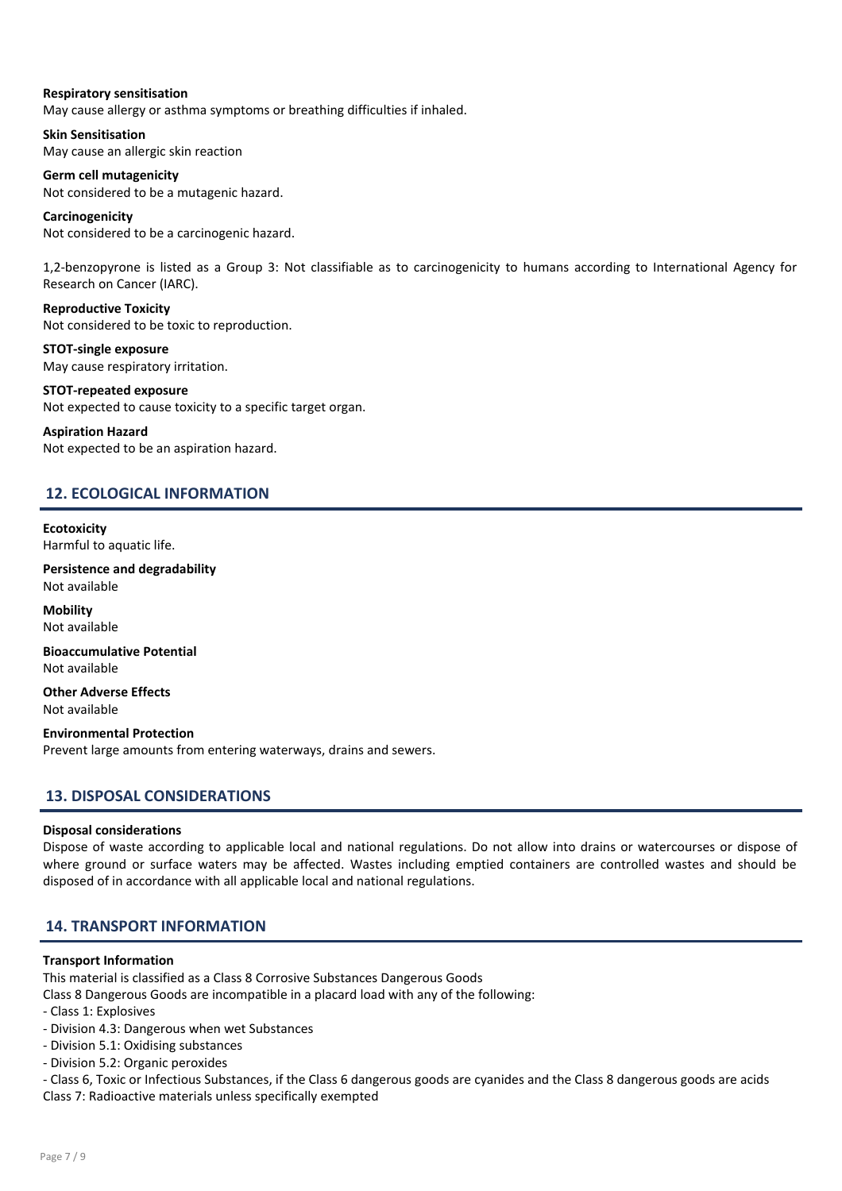**Respiratory sensitisation**
May cause allergy or asthma symptoms or breathing difficulties if inhaled.

**Skin Sensitisation**
May cause an allergic skin reaction

**Germ cell mutagenicity**
Not considered to be a mutagenic hazard.

**Carcinogenicity**
Not considered to be a carcinogenic hazard.

1,2-benzopyrone is listed as a Group 3: Not classifiable as to carcinogenicity to humans according to International Agency for Research on Cancer (IARC).

**Reproductive Toxicity**
Not considered to be toxic to reproduction.

**STOT-single exposure**
May cause respiratory irritation.

**STOT-repeated exposure**
Not expected to cause toxicity to a specific target organ.

**Aspiration Hazard**
Not expected to be an aspiration hazard.

## 12. ECOLOGICAL INFORMATION

**Ecotoxicity**
Harmful to aquatic life.

**Persistence and degradability**
Not available

**Mobility**
Not available

**Bioaccumulative Potential**
Not available

**Other Adverse Effects**
Not available

**Environmental Protection**
Prevent large amounts from entering waterways, drains and sewers.

## 13. DISPOSAL CONSIDERATIONS

**Disposal considerations**
Dispose of waste according to applicable local and national regulations. Do not allow into drains or watercourses or dispose of where ground or surface waters may be affected. Wastes including emptied containers are controlled wastes and should be disposed of in accordance with all applicable local and national regulations.

## 14. TRANSPORT INFORMATION

**Transport Information**
This material is classified as a Class 8 Corrosive Substances Dangerous Goods
Class 8 Dangerous Goods are incompatible in a placard load with any of the following:

- Class 1: Explosives
- Division 4.3: Dangerous when wet Substances
- Division 5.1: Oxidising substances
- Division 5.2: Organic peroxides
- Class 6, Toxic or Infectious Substances, if the Class 6 dangerous goods are cyanides and the Class 8 dangerous goods are acids

Class 7: Radioactive materials unless specifically exempted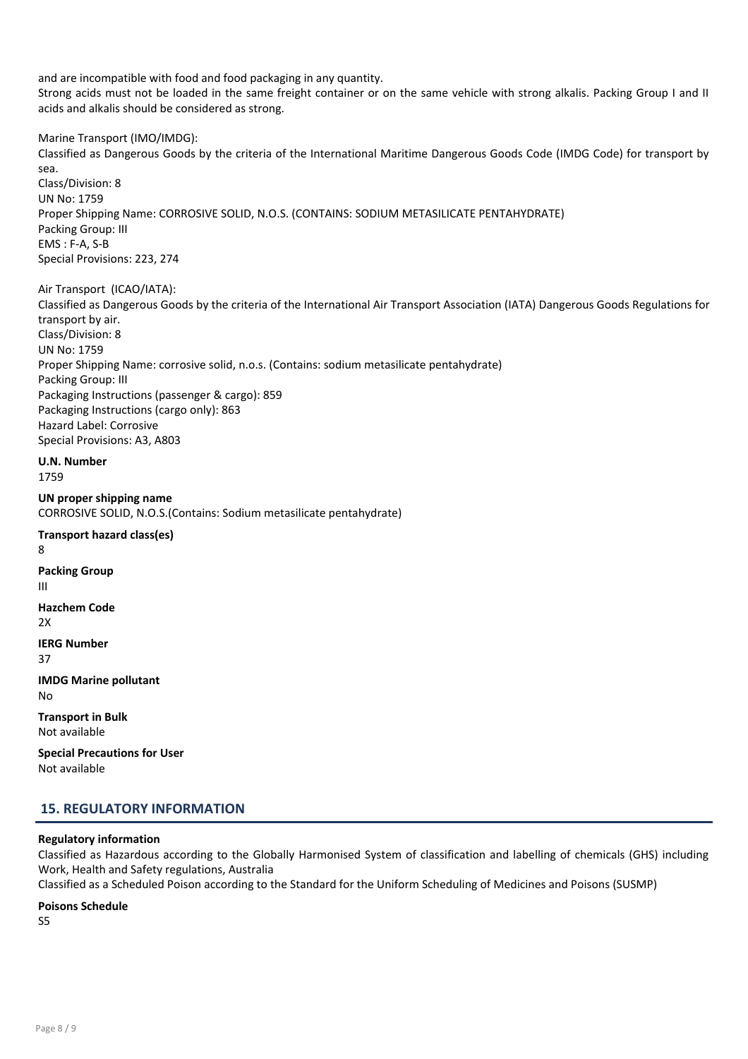and are incompatible with food and food packaging in any quantity.
Strong acids must not be loaded in the same freight container or on the same vehicle with strong alkalis. Packing Group I and II acids and alkalis should be considered as strong.

Marine Transport (IMO/IMDG):
Classified as Dangerous Goods by the criteria of the International Maritime Dangerous Goods Code (IMDG Code) for transport by sea.
Class/Division: 8
UN No: 1759
Proper Shipping Name: CORROSIVE SOLID, N.O.S. (CONTAINS: SODIUM METASILICATE PENTAHYDRATE)
Packing Group: III
EMS : F-A, S-B
Special Provisions: 223, 274

Air Transport (ICAO/IATA):
Classified as Dangerous Goods by the criteria of the International Air Transport Association (IATA) Dangerous Goods Regulations for transport by air.
Class/Division: 8
UN No: 1759
Proper Shipping Name: corrosive solid, n.o.s. (Contains: sodium metasilicate pentahydrate)
Packing Group: III
Packaging Instructions (passenger & cargo): 859
Packaging Instructions (cargo only): 863
Hazard Label: Corrosive
Special Provisions: A3, A803

**U.N. Number**
1759

**UN proper shipping name**
CORROSIVE SOLID, N.O.S.(Contains: Sodium metasilicate pentahydrate)

**Transport hazard class(es)**
8

**Packing Group**
III

**Hazchem Code**
2X

**IERG Number**
37

**IMDG Marine pollutant**
No

**Transport in Bulk**
Not available

**Special Precautions for User**
Not available

## 15. REGULATORY INFORMATION

**Regulatory information**
Classified as Hazardous according to the Globally Harmonised System of classification and labelling of chemicals (GHS) including Work, Health and Safety regulations, Australia
Classified as a Scheduled Poison according to the Standard for the Uniform Scheduling of Medicines and Poisons (SUSMP)

**Poisons Schedule**
S5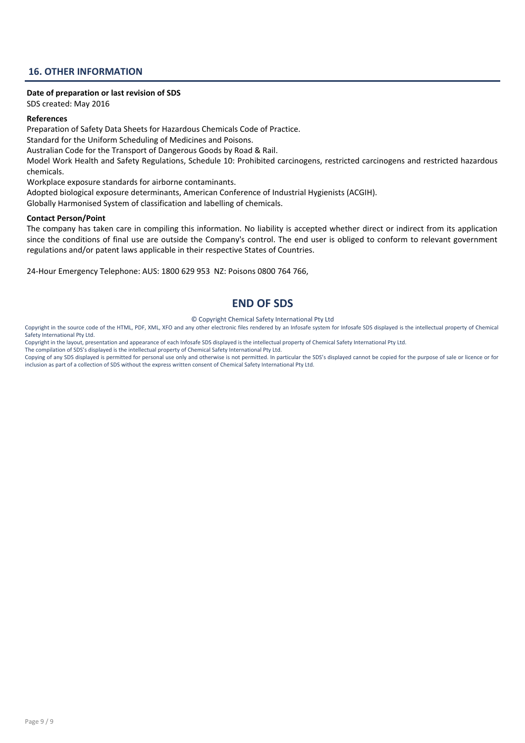## 16. OTHER INFORMATION

**Date of preparation or last revision of SDS**

SDS created: May 2016

**References**

Preparation of Safety Data Sheets for Hazardous Chemicals Code of Practice.

Standard for the Uniform Scheduling of Medicines and Poisons.

Australian Code for the Transport of Dangerous Goods by Road & Rail.

Model Work Health and Safety Regulations, Schedule 10: Prohibited carcinogens, restricted carcinogens and restricted hazardous chemicals.

Workplace exposure standards for airborne contaminants.

Adopted biological exposure determinants, American Conference of Industrial Hygienists (ACGIH).

Globally Harmonised System of classification and labelling of chemicals.

**Contact Person/Point**

The company has taken care in compiling this information. No liability is accepted whether direct or indirect from its application since the conditions of final use are outside the Company's control. The end user is obliged to conform to relevant government regulations and/or patent laws applicable in their respective States of Countries.

24-Hour Emergency Telephone: AUS: 1800 629 953 NZ: Poisons 0800 764 766,

# END OF SDS

© Copyright Chemical Safety International Pty Ltd

Copyright in the source code of the HTML, PDF, XML, XFO and any other electronic files rendered by an Infosafe system for Infosafe SDS displayed is the intellectual property of Chemical Safety International Pty Ltd.

Copyright in the layout, presentation and appearance of each Infosafe SDS displayed is the intellectual property of Chemical Safety International Pty Ltd.

The compilation of SDS's displayed is the intellectual property of Chemical Safety International Pty Ltd.

Copying of any SDS displayed is permitted for personal use only and otherwise is not permitted. In particular the SDS's displayed cannot be copied for the purpose of sale or licence or for inclusion as part of a collection of SDS without the express written consent of Chemical Safety International Pty Ltd.